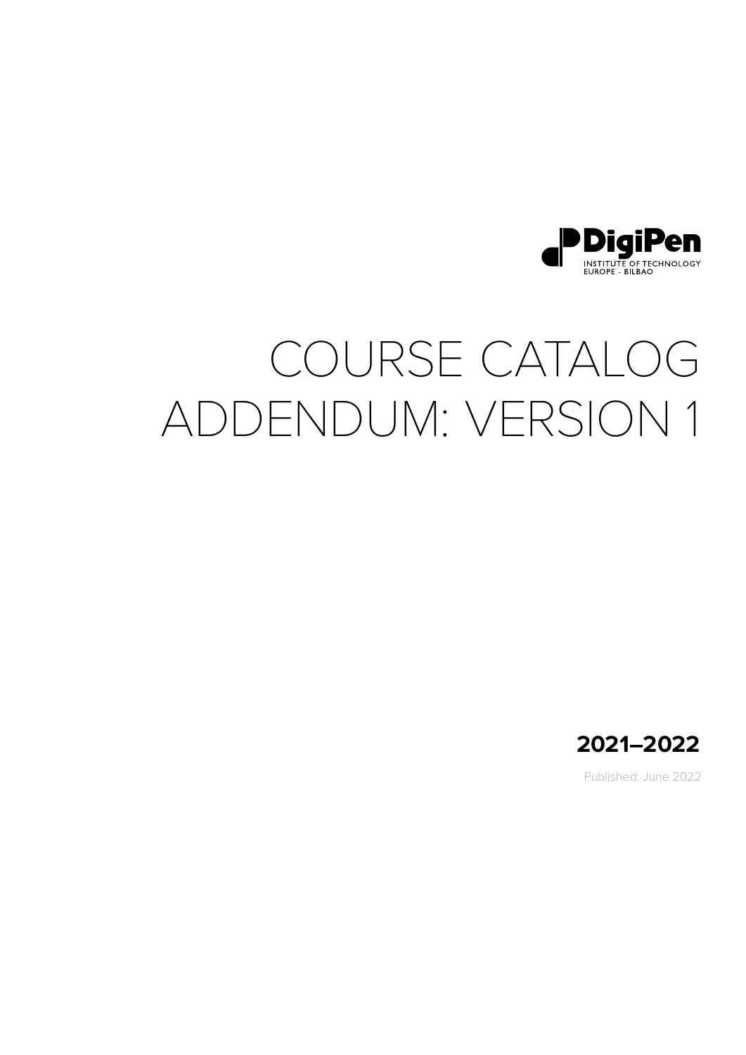DigiPen

INSTITUTE OF TECHNOLOGY
EUROPE · BILBAO

# COURSE CATALOG ADDENDUM: VERSION 1

**2021–2022**

Published: June 2022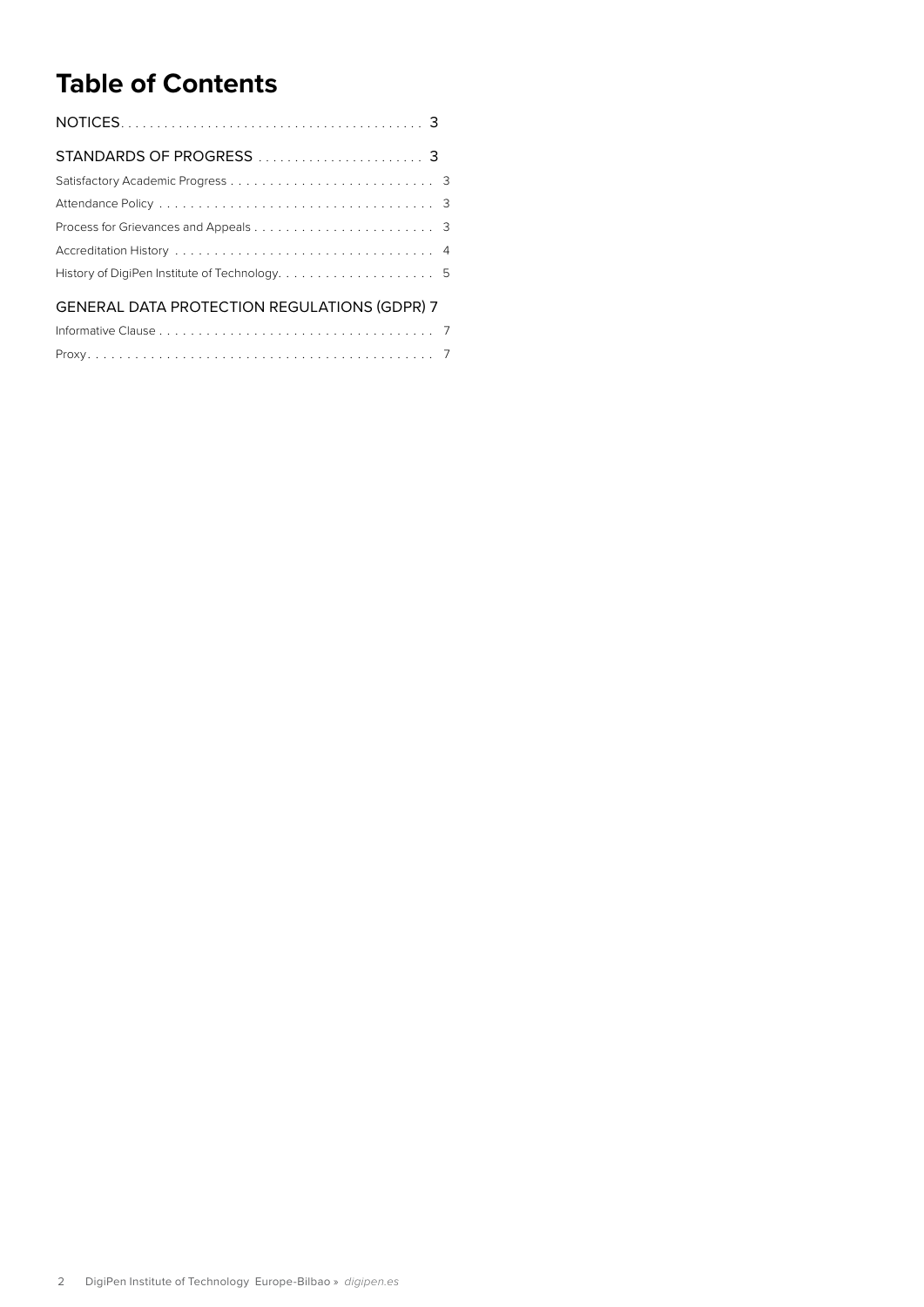# Table of Contents

NOTICES . . . . . . . . . . . . . . . . . . . . . . . . . . . . . . . . . . . . . . . . 3

STANDARDS OF PROGRESS . . . . . . . . . . . . . . . . . . . . . . . 3

- Satisfactory Academic Progress . . . . . . . . . . . . . . . . . . . . . . . . . . 3
- Attendance Policy . . . . . . . . . . . . . . . . . . . . . . . . . . . . . . . . . . . . 3
- Process for Grievances and Appeals . . . . . . . . . . . . . . . . . . . . . . . 3
- Accreditation History . . . . . . . . . . . . . . . . . . . . . . . . . . . . . . . . . 4
- History of DigiPen Institute of Technology. . . . . . . . . . . . . . . . . . . . 5

GENERAL DATA PROTECTION REGULATIONS (GDPR) 7

- Informative Clause . . . . . . . . . . . . . . . . . . . . . . . . . . . . . . . . . . . 7
- Proxy. . . . . . . . . . . . . . . . . . . . . . . . . . . . . . . . . . . . . . . . . . . 7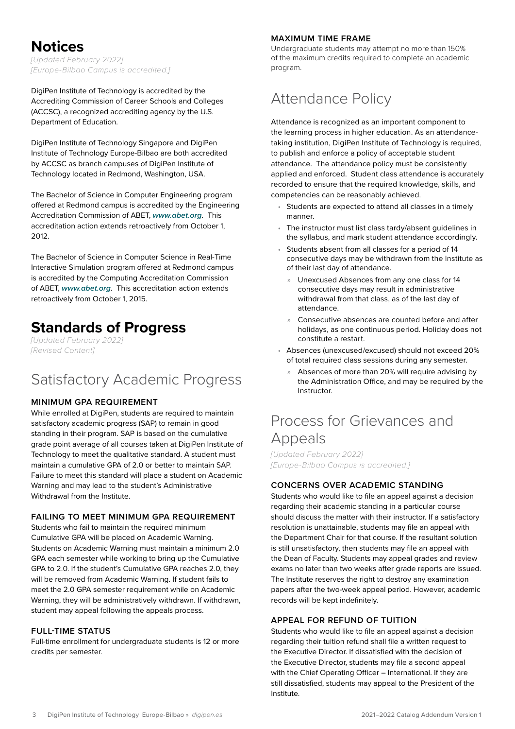# Notices

*[Updated February 2022]*
*[Europe-Bilbao Campus is accredited.]*

DigiPen Institute of Technology is accredited by the Accrediting Commission of Career Schools and Colleges (ACCSC), a recognized accrediting agency by the U.S. Department of Education.

DigiPen Institute of Technology Singapore and DigiPen Institute of Technology Europe-Bilbao are both accredited by ACCSC as branch campuses of DigiPen Institute of Technology located in Redmond, Washington, USA.

The Bachelor of Science in Computer Engineering program offered at Redmond campus is accredited by the Engineering Accreditation Commission of ABET, ***www.abet.org***. This accreditation action extends retroactively from October 1, 2012.

The Bachelor of Science in Computer Science in Real-Time Interactive Simulation program offered at Redmond campus is accredited by the Computing Accreditation Commission of ABET, ***www.abet.org***. This accreditation action extends retroactively from October 1, 2015.

# Standards of Progress

*[Updated February 2022]*
*[Revised Content]*

## Satisfactory Academic Progress

### MINIMUM GPA REQUIREMENT

While enrolled at DigiPen, students are required to maintain satisfactory academic progress (SAP) to remain in good standing in their program. SAP is based on the cumulative grade point average of all courses taken at DigiPen Institute of Technology to meet the qualitative standard. A student must maintain a cumulative GPA of 2.0 or better to maintain SAP. Failure to meet this standard will place a student on Academic Warning and may lead to the student's Administrative Withdrawal from the Institute.

### FAILING TO MEET MINIMUM GPA REQUIREMENT

Students who fail to maintain the required minimum Cumulative GPA will be placed on Academic Warning. Students on Academic Warning must maintain a minimum 2.0 GPA each semester while working to bring up the Cumulative GPA to 2.0. If the student's Cumulative GPA reaches 2.0, they will be removed from Academic Warning. If student fails to meet the 2.0 GPA semester requirement while on Academic Warning, they will be administratively withdrawn. If withdrawn, student may appeal following the appeals process.

### FULL-TIME STATUS

Full-time enrollment for undergraduate students is 12 or more credits per semester.

### MAXIMUM TIME FRAME

Undergraduate students may attempt no more than 150% of the maximum credits required to complete an academic program.

## Attendance Policy

Attendance is recognized as an important component to the learning process in higher education. As an attendance-taking institution, DigiPen Institute of Technology is required, to publish and enforce a policy of acceptable student attendance. The attendance policy must be consistently applied and enforced. Student class attendance is accurately recorded to ensure that the required knowledge, skills, and competencies can be reasonably achieved.

- Students are expected to attend all classes in a timely manner.
- The instructor must list class tardy/absent guidelines in the syllabus, and mark student attendance accordingly.
- Students absent from all classes for a period of 14 consecutive days may be withdrawn from the Institute as of their last day of attendance.
  - Unexcused Absences from any one class for 14 consecutive days may result in administrative withdrawal from that class, as of the last day of attendance.
  - Consecutive absences are counted before and after holidays, as one continuous period. Holiday does not constitute a restart.
- Absences (unexcused/excused) should not exceed 20% of total required class sessions during any semester.
  - Absences of more than 20% will require advising by the Administration Office, and may be required by the Instructor.

## Process for Grievances and Appeals

*[Updated February 2022]*
*[Europe-Bilbao Campus is accredited.]*

### CONCERNS OVER ACADEMIC STANDING

Students who would like to file an appeal against a decision regarding their academic standing in a particular course should discuss the matter with their instructor. If a satisfactory resolution is unattainable, students may file an appeal with the Department Chair for that course. If the resultant solution is still unsatisfactory, then students may file an appeal with the Dean of Faculty. Students may appeal grades and review exams no later than two weeks after grade reports are issued. The Institute reserves the right to destroy any examination papers after the two-week appeal period. However, academic records will be kept indefinitely.

### APPEAL FOR REFUND OF TUITION

Students who would like to file an appeal against a decision regarding their tuition refund shall file a written request to the Executive Director. If dissatisfied with the decision of the Executive Director, students may file a second appeal with the Chief Operating Officer – International. If they are still dissatisfied, students may appeal to the President of the Institute.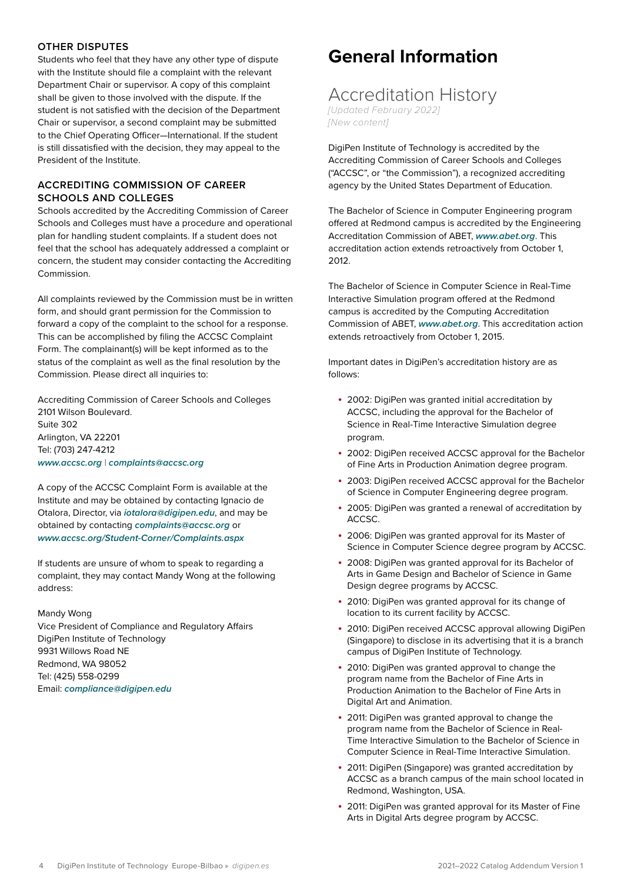### OTHER DISPUTES

Students who feel that they have any other type of dispute with the Institute should file a complaint with the relevant Department Chair or supervisor. A copy of this complaint shall be given to those involved with the dispute. If the student is not satisfied with the decision of the Department Chair or supervisor, a second complaint may be submitted to the Chief Operating Officer—International. If the student is still dissatisfied with the decision, they may appeal to the President of the Institute.

### ACCREDITING COMMISSION OF CAREER SCHOOLS AND COLLEGES

Schools accredited by the Accrediting Commission of Career Schools and Colleges must have a procedure and operational plan for handling student complaints. If a student does not feel that the school has adequately addressed a complaint or concern, the student may consider contacting the Accrediting Commission.

All complaints reviewed by the Commission must be in written form, and should grant permission for the Commission to forward a copy of the complaint to the school for a response. This can be accomplished by filing the ACCSC Complaint Form. The complainant(s) will be kept informed as to the status of the complaint as well as the final resolution by the Commission. Please direct all inquiries to:

Accrediting Commission of Career Schools and Colleges
2101 Wilson Boulevard.
Suite 302
Arlington, VA 22201
Tel: (703) 247-4212
***www.accsc.org*** | ***complaints@accsc.org***

A copy of the ACCSC Complaint Form is available at the Institute and may be obtained by contacting Ignacio de Otalora, Director, via ***iotalora@digipen.edu***, and may be obtained by contacting ***complaints@accsc.org*** or ***www.accsc.org/Student-Corner/Complaints.aspx***

If students are unsure of whom to speak to regarding a complaint, they may contact Mandy Wong at the following address:

Mandy Wong
Vice President of Compliance and Regulatory Affairs
DigiPen Institute of Technology
9931 Willows Road NE
Redmond, WA 98052
Tel: (425) 558-0299
Email: ***compliance@digipen.edu***

# General Information

## Accreditation History

*[Updated February 2022]*
*[New content]*

DigiPen Institute of Technology is accredited by the Accrediting Commission of Career Schools and Colleges ("ACCSC", or "the Commission"), a recognized accrediting agency by the United States Department of Education.

The Bachelor of Science in Computer Engineering program offered at Redmond campus is accredited by the Engineering Accreditation Commission of ABET, ***www.abet.org***. This accreditation action extends retroactively from October 1, 2012.

The Bachelor of Science in Computer Science in Real-Time Interactive Simulation program offered at the Redmond campus is accredited by the Computing Accreditation Commission of ABET, ***www.abet.org***. This accreditation action extends retroactively from October 1, 2015.

Important dates in DigiPen's accreditation history are as follows:

- 2002: DigiPen was granted initial accreditation by ACCSC, including the approval for the Bachelor of Science in Real-Time Interactive Simulation degree program.
- 2002: DigiPen received ACCSC approval for the Bachelor of Fine Arts in Production Animation degree program.
- 2003: DigiPen received ACCSC approval for the Bachelor of Science in Computer Engineering degree program.
- 2005: DigiPen was granted a renewal of accreditation by ACCSC.
- 2006: DigiPen was granted approval for its Master of Science in Computer Science degree program by ACCSC.
- 2008: DigiPen was granted approval for its Bachelor of Arts in Game Design and Bachelor of Science in Game Design degree programs by ACCSC.
- 2010: DigiPen was granted approval for its change of location to its current facility by ACCSC.
- 2010: DigiPen received ACCSC approval allowing DigiPen (Singapore) to disclose in its advertising that it is a branch campus of DigiPen Institute of Technology.
- 2010: DigiPen was granted approval to change the program name from the Bachelor of Fine Arts in Production Animation to the Bachelor of Fine Arts in Digital Art and Animation.
- 2011: DigiPen was granted approval to change the program name from the Bachelor of Science in Real-Time Interactive Simulation to the Bachelor of Science in Computer Science in Real-Time Interactive Simulation.
- 2011: DigiPen (Singapore) was granted accreditation by ACCSC as a branch campus of the main school located in Redmond, Washington, USA.
- 2011: DigiPen was granted approval for its Master of Fine Arts in Digital Arts degree program by ACCSC.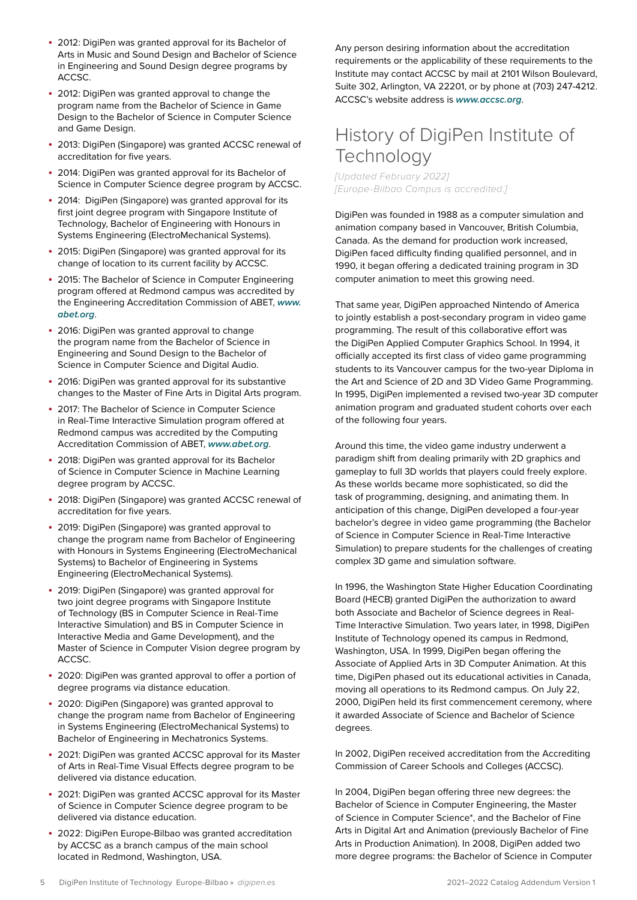- 2012: DigiPen was granted approval for its Bachelor of Arts in Music and Sound Design and Bachelor of Science in Engineering and Sound Design degree programs by ACCSC.
- 2012: DigiPen was granted approval to change the program name from the Bachelor of Science in Game Design to the Bachelor of Science in Computer Science and Game Design.
- 2013: DigiPen (Singapore) was granted ACCSC renewal of accreditation for five years.
- 2014: DigiPen was granted approval for its Bachelor of Science in Computer Science degree program by ACCSC.
- 2014: DigiPen (Singapore) was granted approval for its first joint degree program with Singapore Institute of Technology, Bachelor of Engineering with Honours in Systems Engineering (ElectroMechanical Systems).
- 2015: DigiPen (Singapore) was granted approval for its change of location to its current facility by ACCSC.
- 2015: The Bachelor of Science in Computer Engineering program offered at Redmond campus was accredited by the Engineering Accreditation Commission of ABET, ***www.abet.org***.
- 2016: DigiPen was granted approval to change the program name from the Bachelor of Science in Engineering and Sound Design to the Bachelor of Science in Computer Science and Digital Audio.
- 2016: DigiPen was granted approval for its substantive changes to the Master of Fine Arts in Digital Arts program.
- 2017: The Bachelor of Science in Computer Science in Real-Time Interactive Simulation program offered at Redmond campus was accredited by the Computing Accreditation Commission of ABET, ***www.abet.org***.
- 2018: DigiPen was granted approval for its Bachelor of Science in Computer Science in Machine Learning degree program by ACCSC.
- 2018: DigiPen (Singapore) was granted ACCSC renewal of accreditation for five years.
- 2019: DigiPen (Singapore) was granted approval to change the program name from Bachelor of Engineering with Honours in Systems Engineering (ElectroMechanical Systems) to Bachelor of Engineering in Systems Engineering (ElectroMechanical Systems).
- 2019: DigiPen (Singapore) was granted approval for two joint degree programs with Singapore Institute of Technology (BS in Computer Science in Real-Time Interactive Simulation) and BS in Computer Science in Interactive Media and Game Development), and the Master of Science in Computer Vision degree program by ACCSC.
- 2020: DigiPen was granted approval to offer a portion of degree programs via distance education.
- 2020: DigiPen (Singapore) was granted approval to change the program name from Bachelor of Engineering in Systems Engineering (ElectroMechanical Systems) to Bachelor of Engineering in Mechatronics Systems.
- 2021: DigiPen was granted ACCSC approval for its Master of Arts in Real-Time Visual Effects degree program to be delivered via distance education.
- 2021: DigiPen was granted ACCSC approval for its Master of Science in Computer Science degree program to be delivered via distance education.
- 2022: DigiPen Europe-Bilbao was granted accreditation by ACCSC as a branch campus of the main school located in Redmond, Washington, USA.

Any person desiring information about the accreditation requirements or the applicability of these requirements to the Institute may contact ACCSC by mail at 2101 Wilson Boulevard, Suite 302, Arlington, VA 22201, or by phone at (703) 247-4212. ACCSC's website address is ***www.accsc.org***.

# History of DigiPen Institute of Technology

*[Updated February 2022]*
*[Europe-Bilbao Campus is accredited.]*

DigiPen was founded in 1988 as a computer simulation and animation company based in Vancouver, British Columbia, Canada. As the demand for production work increased, DigiPen faced difficulty finding qualified personnel, and in 1990, it began offering a dedicated training program in 3D computer animation to meet this growing need.

That same year, DigiPen approached Nintendo of America to jointly establish a post-secondary program in video game programming. The result of this collaborative effort was the DigiPen Applied Computer Graphics School. In 1994, it officially accepted its first class of video game programming students to its Vancouver campus for the two-year Diploma in the Art and Science of 2D and 3D Video Game Programming. In 1995, DigiPen implemented a revised two-year 3D computer animation program and graduated student cohorts over each of the following four years.

Around this time, the video game industry underwent a paradigm shift from dealing primarily with 2D graphics and gameplay to full 3D worlds that players could freely explore. As these worlds became more sophisticated, so did the task of programming, designing, and animating them. In anticipation of this change, DigiPen developed a four-year bachelor's degree in video game programming (the Bachelor of Science in Computer Science in Real-Time Interactive Simulation) to prepare students for the challenges of creating complex 3D game and simulation software.

In 1996, the Washington State Higher Education Coordinating Board (HECB) granted DigiPen the authorization to award both Associate and Bachelor of Science degrees in Real-Time Interactive Simulation. Two years later, in 1998, DigiPen Institute of Technology opened its campus in Redmond, Washington, USA. In 1999, DigiPen began offering the Associate of Applied Arts in 3D Computer Animation. At this time, DigiPen phased out its educational activities in Canada, moving all operations to its Redmond campus. On July 22, 2000, DigiPen held its first commencement ceremony, where it awarded Associate of Science and Bachelor of Science degrees.

In 2002, DigiPen received accreditation from the Accrediting Commission of Career Schools and Colleges (ACCSC).

In 2004, DigiPen began offering three new degrees: the Bachelor of Science in Computer Engineering, the Master of Science in Computer Science*, and the Bachelor of Fine Arts in Digital Art and Animation (previously Bachelor of Fine Arts in Production Animation). In 2008, DigiPen added two more degree programs: the Bachelor of Science in Computer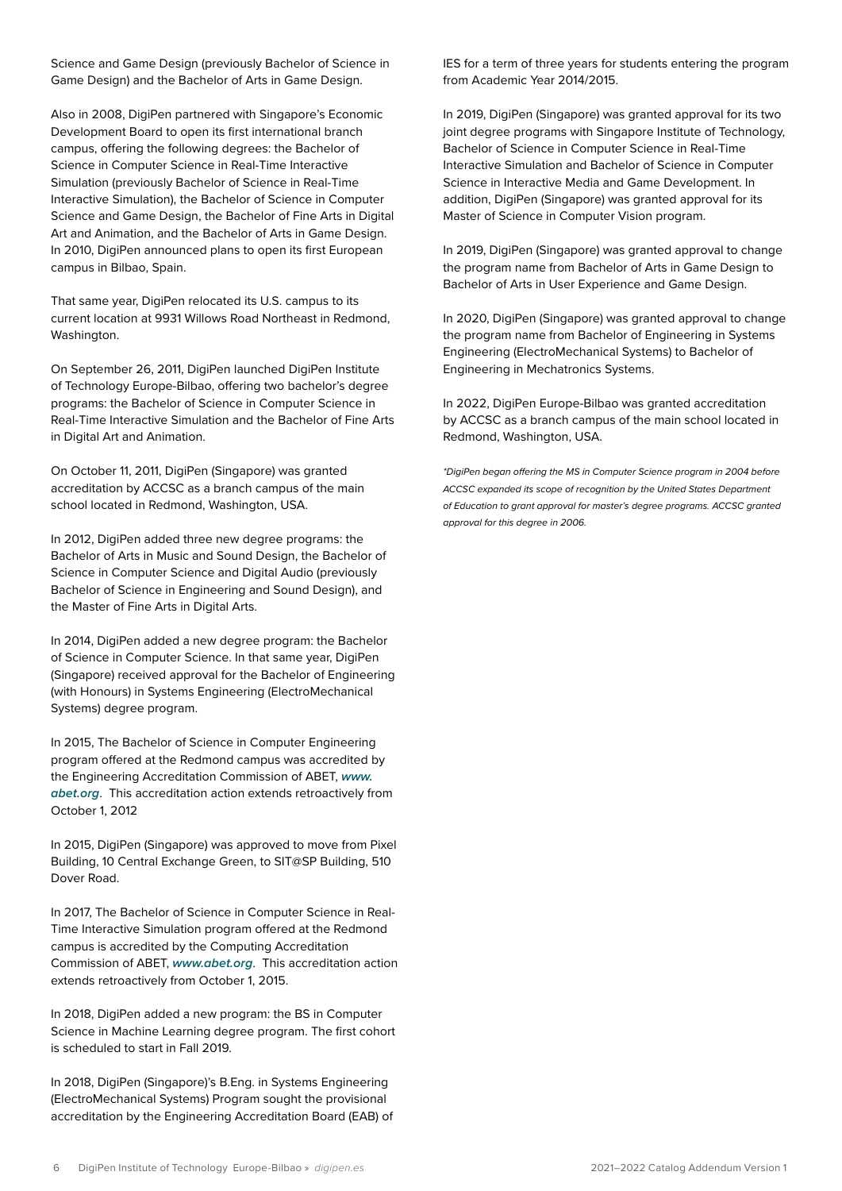Science and Game Design (previously Bachelor of Science in Game Design) and the Bachelor of Arts in Game Design.

Also in 2008, DigiPen partnered with Singapore's Economic Development Board to open its first international branch campus, offering the following degrees: the Bachelor of Science in Computer Science in Real-Time Interactive Simulation (previously Bachelor of Science in Real-Time Interactive Simulation), the Bachelor of Science in Computer Science and Game Design, the Bachelor of Fine Arts in Digital Art and Animation, and the Bachelor of Arts in Game Design. In 2010, DigiPen announced plans to open its first European campus in Bilbao, Spain.

That same year, DigiPen relocated its U.S. campus to its current location at 9931 Willows Road Northeast in Redmond, Washington.

On September 26, 2011, DigiPen launched DigiPen Institute of Technology Europe-Bilbao, offering two bachelor's degree programs: the Bachelor of Science in Computer Science in Real-Time Interactive Simulation and the Bachelor of Fine Arts in Digital Art and Animation.

On October 11, 2011, DigiPen (Singapore) was granted accreditation by ACCSC as a branch campus of the main school located in Redmond, Washington, USA.

In 2012, DigiPen added three new degree programs: the Bachelor of Arts in Music and Sound Design, the Bachelor of Science in Computer Science and Digital Audio (previously Bachelor of Science in Engineering and Sound Design), and the Master of Fine Arts in Digital Arts.

In 2014, DigiPen added a new degree program: the Bachelor of Science in Computer Science. In that same year, DigiPen (Singapore) received approval for the Bachelor of Engineering (with Honours) in Systems Engineering (ElectroMechanical Systems) degree program.

In 2015, The Bachelor of Science in Computer Engineering program offered at the Redmond campus was accredited by the Engineering Accreditation Commission of ABET, ***www.abet.org***. This accreditation action extends retroactively from October 1, 2012

In 2015, DigiPen (Singapore) was approved to move from Pixel Building, 10 Central Exchange Green, to SIT@SP Building, 510 Dover Road.

In 2017, The Bachelor of Science in Computer Science in Real-Time Interactive Simulation program offered at the Redmond campus is accredited by the Computing Accreditation Commission of ABET, ***www.abet.org***. This accreditation action extends retroactively from October 1, 2015.

In 2018, DigiPen added a new program: the BS in Computer Science in Machine Learning degree program. The first cohort is scheduled to start in Fall 2019.

In 2018, DigiPen (Singapore)'s B.Eng. in Systems Engineering (ElectroMechanical Systems) Program sought the provisional accreditation by the Engineering Accreditation Board (EAB) of IES for a term of three years for students entering the program from Academic Year 2014/2015.

In 2019, DigiPen (Singapore) was granted approval for its two joint degree programs with Singapore Institute of Technology, Bachelor of Science in Computer Science in Real-Time Interactive Simulation and Bachelor of Science in Computer Science in Interactive Media and Game Development. In addition, DigiPen (Singapore) was granted approval for its Master of Science in Computer Vision program.

In 2019, DigiPen (Singapore) was granted approval to change the program name from Bachelor of Arts in Game Design to Bachelor of Arts in User Experience and Game Design.

In 2020, DigiPen (Singapore) was granted approval to change the program name from Bachelor of Engineering in Systems Engineering (ElectroMechanical Systems) to Bachelor of Engineering in Mechatronics Systems.

In 2022, DigiPen Europe-Bilbao was granted accreditation by ACCSC as a branch campus of the main school located in Redmond, Washington, USA.

*\*DigiPen began offering the MS in Computer Science program in 2004 before ACCSC expanded its scope of recognition by the United States Department of Education to grant approval for master's degree programs. ACCSC granted approval for this degree in 2006.*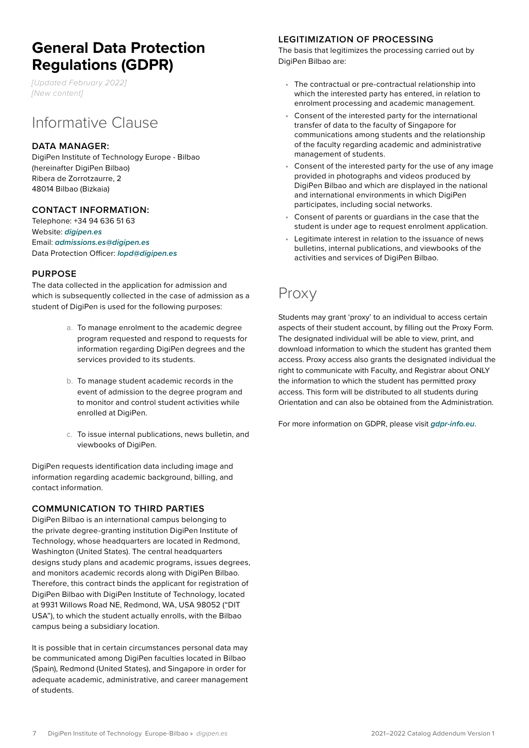# General Data Protection Regulations (GDPR)

*[Updated February 2022]*
*[New content]*

## Informative Clause

### DATA MANAGER:

DigiPen Institute of Technology Europe - Bilbao
(hereinafter DigiPen Bilbao)
Ribera de Zorrotzaurre, 2
48014 Bilbao (Bizkaia)

### CONTACT INFORMATION:

Telephone: +34 94 636 51 63
Website: ***digipen.es***
Email: ***admissions.es@digipen.es***
Data Protection Officer: ***lopd@digipen.es***

### PURPOSE

The data collected in the application for admission and which is subsequently collected in the case of admission as a student of DigiPen is used for the following purposes:

a. To manage enrolment to the academic degree program requested and respond to requests for information regarding DigiPen degrees and the services provided to its students.

b. To manage student academic records in the event of admission to the degree program and to monitor and control student activities while enrolled at DigiPen.

c. To issue internal publications, news bulletin, and viewbooks of DigiPen.

DigiPen requests identification data including image and information regarding academic background, billing, and contact information.

### COMMUNICATION TO THIRD PARTIES

DigiPen Bilbao is an international campus belonging to the private degree-granting institution DigiPen Institute of Technology, whose headquarters are located in Redmond, Washington (United States). The central headquarters designs study plans and academic programs, issues degrees, and monitors academic records along with DigiPen Bilbao. Therefore, this contract binds the applicant for registration of DigiPen Bilbao with DigiPen Institute of Technology, located at 9931 Willows Road NE, Redmond, WA, USA 98052 ("DIT USA"), to which the student actually enrolls, with the Bilbao campus being a subsidiary location.

It is possible that in certain circumstances personal data may be communicated among DigiPen faculties located in Bilbao (Spain), Redmond (United States), and Singapore in order for adequate academic, administrative, and career management of students.

### LEGITIMIZATION OF PROCESSING

The basis that legitimizes the processing carried out by DigiPen Bilbao are:

- The contractual or pre-contractual relationship into which the interested party has entered, in relation to enrolment processing and academic management.
- Consent of the interested party for the international transfer of data to the faculty of Singapore for communications among students and the relationship of the faculty regarding academic and administrative management of students.
- Consent of the interested party for the use of any image provided in photographs and videos produced by DigiPen Bilbao and which are displayed in the national and international environments in which DigiPen participates, including social networks.
- Consent of parents or guardians in the case that the student is under age to request enrolment application.
- Legitimate interest in relation to the issuance of news bulletins, internal publications, and viewbooks of the activities and services of DigiPen Bilbao.

## Proxy

Students may grant 'proxy' to an individual to access certain aspects of their student account, by filling out the Proxy Form. The designated individual will be able to view, print, and download information to which the student has granted them access. Proxy access also grants the designated individual the right to communicate with Faculty, and Registrar about ONLY the information to which the student has permitted proxy access. This form will be distributed to all students during Orientation and can also be obtained from the Administration.

For more information on GDPR, please visit ***gdpr-info.eu***.